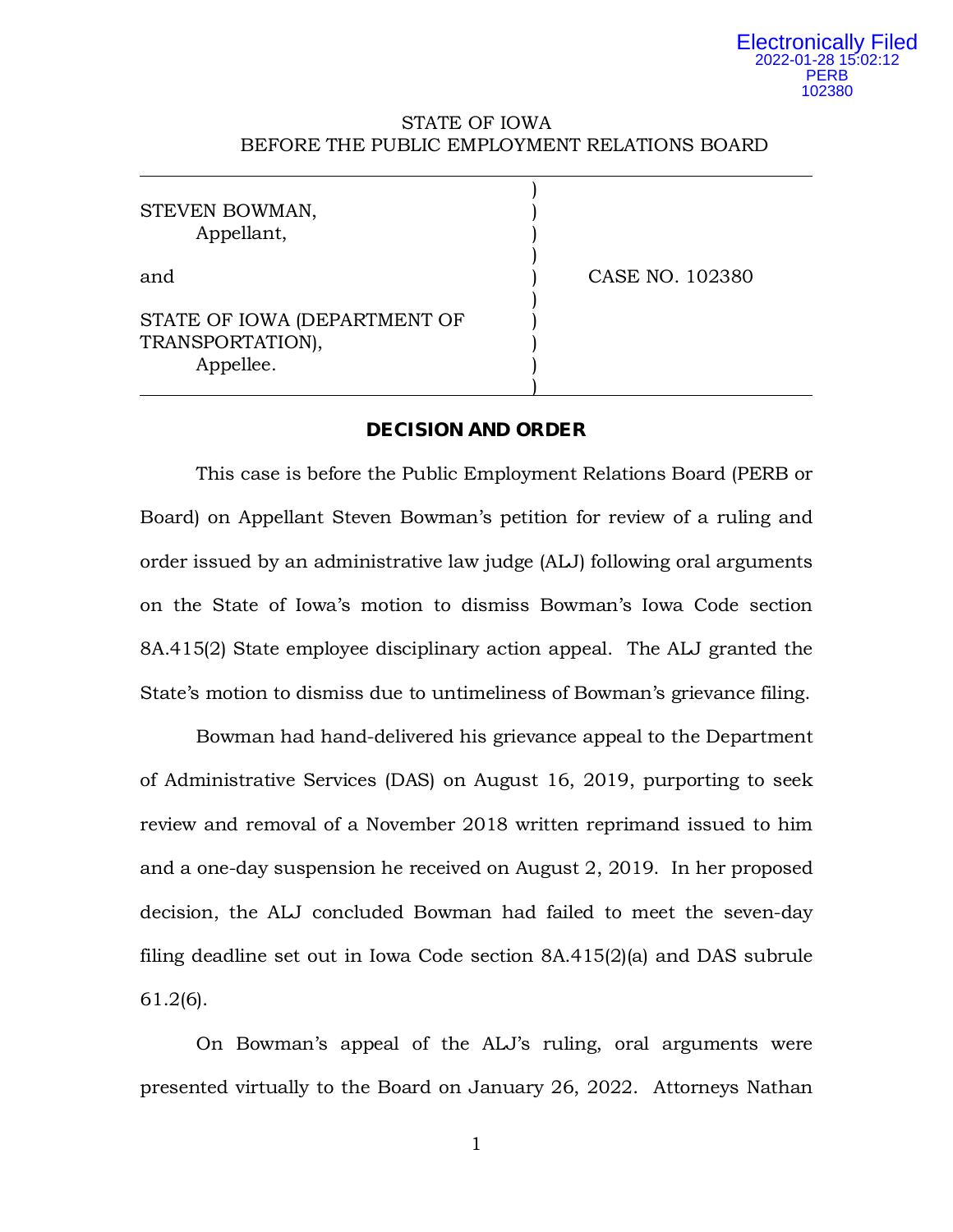Electronically Filed
2022-01-28 15:02:12
PERB
102380

STATE OF IOWA
BEFORE THE PUBLIC EMPLOYMENT RELATIONS BOARD

| | |
|---|---|
| STEVEN BOWMAN, Appellant, | |
| and | CASE NO. 102380 |
| STATE OF IOWA (DEPARTMENT OF TRANSPORTATION), Appellee. | |

**DECISION AND ORDER**

This case is before the Public Employment Relations Board (PERB or Board) on Appellant Steven Bowman's petition for review of a ruling and order issued by an administrative law judge (ALJ) following oral arguments on the State of Iowa's motion to dismiss Bowman's Iowa Code section 8A.415(2) State employee disciplinary action appeal. The ALJ granted the State's motion to dismiss due to untimeliness of Bowman's grievance filing.

Bowman had hand-delivered his grievance appeal to the Department of Administrative Services (DAS) on August 16, 2019, purporting to seek review and removal of a November 2018 written reprimand issued to him and a one-day suspension he received on August 2, 2019. In her proposed decision, the ALJ concluded Bowman had failed to meet the seven-day filing deadline set out in Iowa Code section 8A.415(2)(a) and DAS subrule 61.2(6).

On Bowman's appeal of the ALJ's ruling, oral arguments were presented virtually to the Board on January 26, 2022. Attorneys Nathan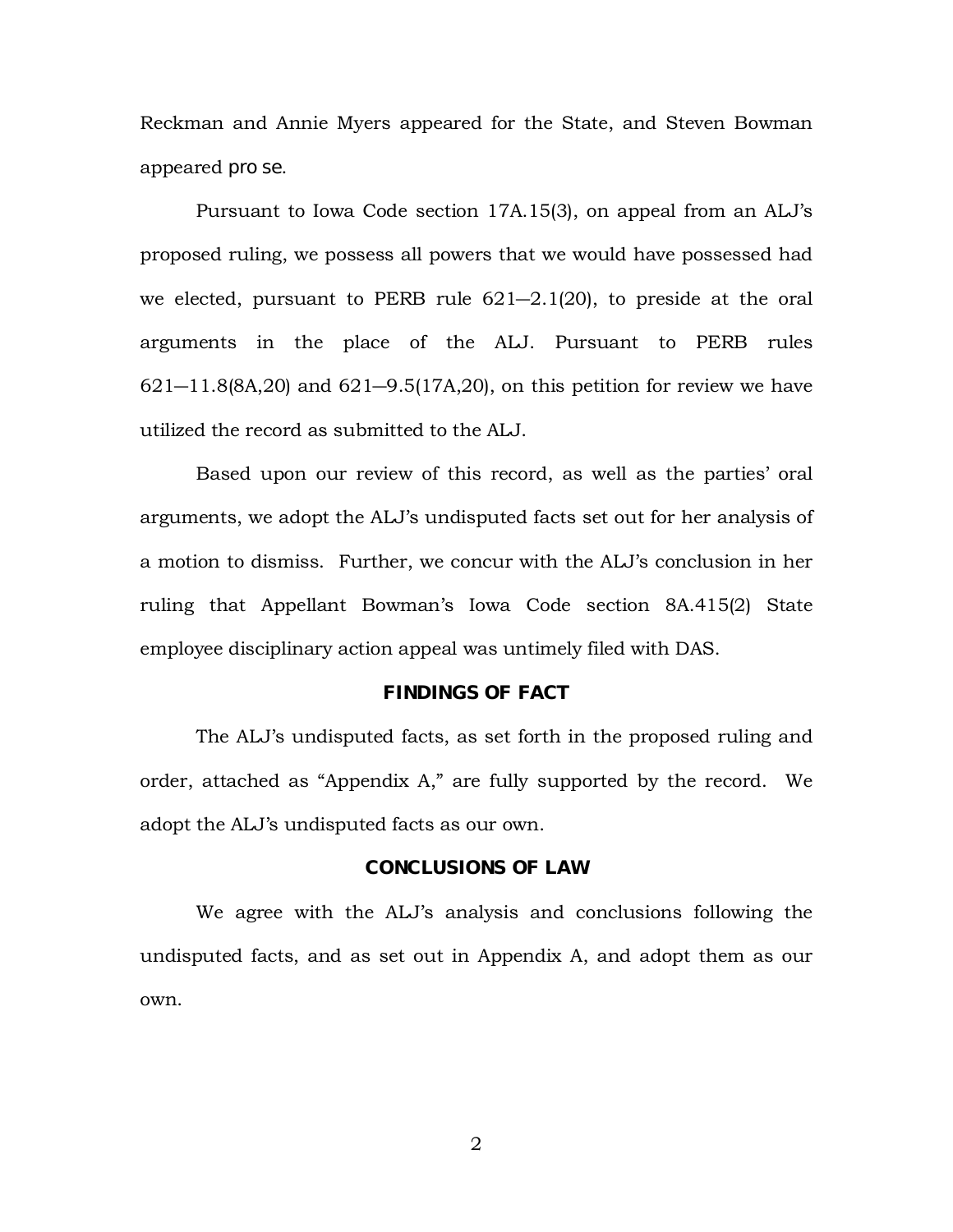Reckman and Annie Myers appeared for the State, and Steven Bowman appeared *pro se*.

Pursuant to Iowa Code section 17A.15(3), on appeal from an ALJ's proposed ruling, we possess all powers that we would have possessed had we elected, pursuant to PERB rule 621—2.1(20), to preside at the oral arguments in the place of the ALJ. Pursuant to PERB rules 621—11.8(8A,20) and 621—9.5(17A,20), on this petition for review we have utilized the record as submitted to the ALJ.

Based upon our review of this record, as well as the parties' oral arguments, we adopt the ALJ's undisputed facts set out for her analysis of a motion to dismiss. Further, we concur with the ALJ's conclusion in her ruling that Appellant Bowman's Iowa Code section 8A.415(2) State employee disciplinary action appeal was untimely filed with DAS.

## FINDINGS OF FACT

The ALJ's undisputed facts, as set forth in the proposed ruling and order, attached as "Appendix A," are fully supported by the record. We adopt the ALJ's undisputed facts as our own.

## CONCLUSIONS OF LAW

We agree with the ALJ's analysis and conclusions following the undisputed facts, and as set out in Appendix A, and adopt them as our own.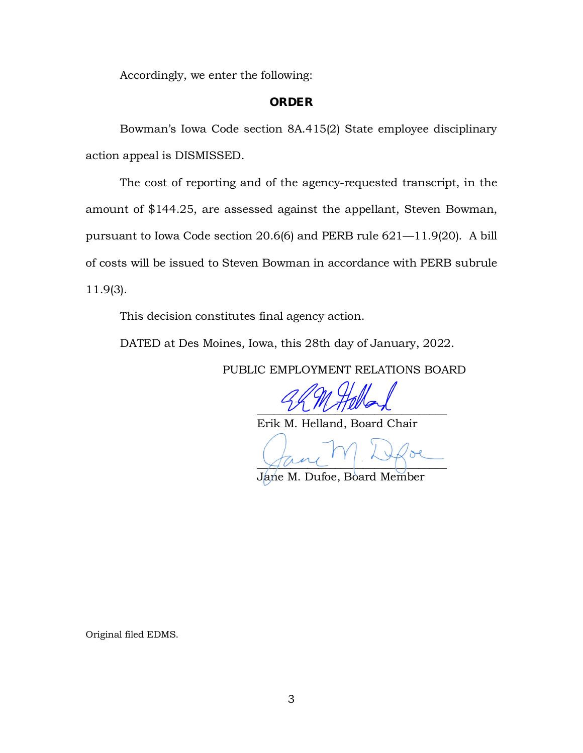Accordingly, we enter the following:

## ORDER

Bowman's Iowa Code section 8A.415(2) State employee disciplinary action appeal is DISMISSED.

The cost of reporting and of the agency-requested transcript, in the amount of $144.25, are assessed against the appellant, Steven Bowman, pursuant to Iowa Code section 20.6(6) and PERB rule 621—11.9(20). A bill of costs will be issued to Steven Bowman in accordance with PERB subrule 11.9(3).

This decision constitutes final agency action.

DATED at Des Moines, Iowa, this 28th day of January, 2022.

PUBLIC EMPLOYMENT RELATIONS BOARD

_______________________________
Erik M. Helland, Board Chair

_______________________________
Jane M. Dufoe, Board Member

Original filed EDMS.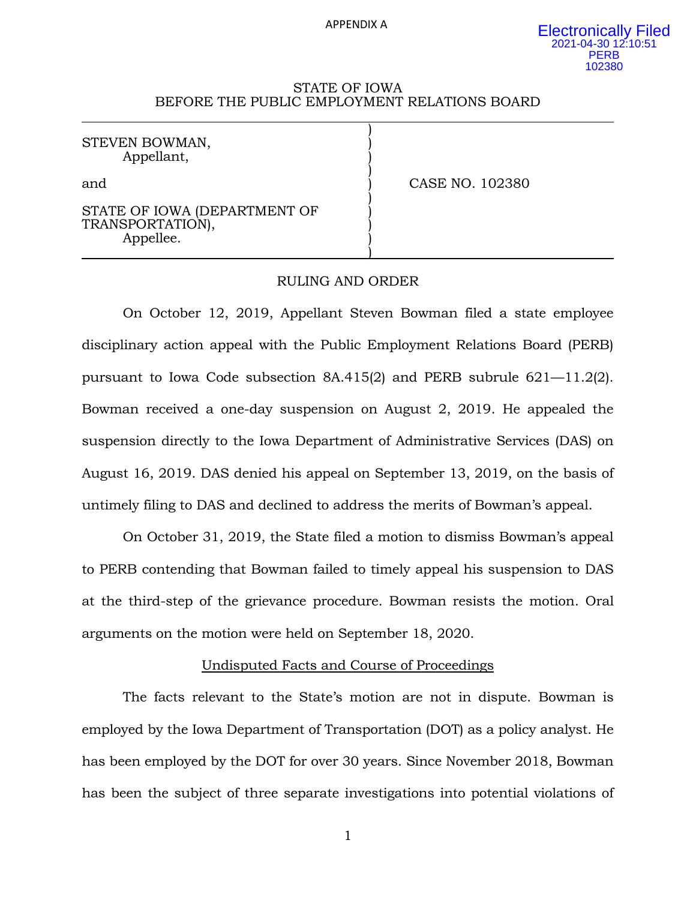APPENDIX A

Electronically Filed
2021-04-30 12:10:51
PERB
102380

STATE OF IOWA
BEFORE THE PUBLIC EMPLOYMENT RELATIONS BOARD

| | |
|---|---|
| STEVEN BOWMAN,<br>Appellant,<br><br>and<br><br>STATE OF IOWA (DEPARTMENT OF TRANSPORTATION),<br>Appellee. | CASE NO. 102380 |

RULING AND ORDER

On October 12, 2019, Appellant Steven Bowman filed a state employee disciplinary action appeal with the Public Employment Relations Board (PERB) pursuant to Iowa Code subsection 8A.415(2) and PERB subrule 621—11.2(2). Bowman received a one-day suspension on August 2, 2019. He appealed the suspension directly to the Iowa Department of Administrative Services (DAS) on August 16, 2019. DAS denied his appeal on September 13, 2019, on the basis of untimely filing to DAS and declined to address the merits of Bowman's appeal.

On October 31, 2019, the State filed a motion to dismiss Bowman's appeal to PERB contending that Bowman failed to timely appeal his suspension to DAS at the third-step of the grievance procedure. Bowman resists the motion. Oral arguments on the motion were held on September 18, 2020.

Undisputed Facts and Course of Proceedings

The facts relevant to the State's motion are not in dispute. Bowman is employed by the Iowa Department of Transportation (DOT) as a policy analyst. He has been employed by the DOT for over 30 years. Since November 2018, Bowman has been the subject of three separate investigations into potential violations of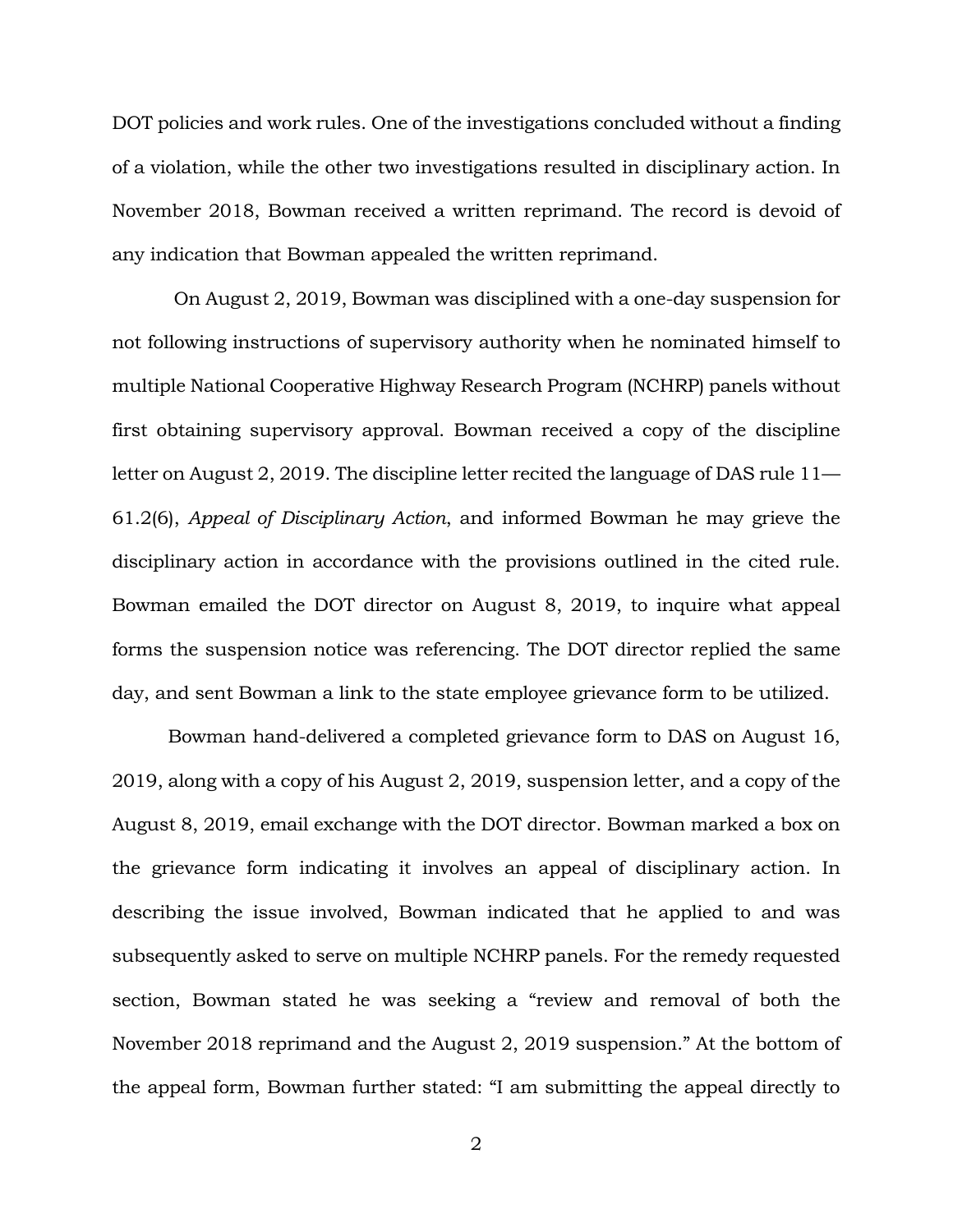DOT policies and work rules. One of the investigations concluded without a finding of a violation, while the other two investigations resulted in disciplinary action. In November 2018, Bowman received a written reprimand. The record is devoid of any indication that Bowman appealed the written reprimand.

On August 2, 2019, Bowman was disciplined with a one-day suspension for not following instructions of supervisory authority when he nominated himself to multiple National Cooperative Highway Research Program (NCHRP) panels without first obtaining supervisory approval. Bowman received a copy of the discipline letter on August 2, 2019. The discipline letter recited the language of DAS rule 11—61.2(6), *Appeal of Disciplinary Action*, and informed Bowman he may grieve the disciplinary action in accordance with the provisions outlined in the cited rule. Bowman emailed the DOT director on August 8, 2019, to inquire what appeal forms the suspension notice was referencing. The DOT director replied the same day, and sent Bowman a link to the state employee grievance form to be utilized.

Bowman hand-delivered a completed grievance form to DAS on August 16, 2019, along with a copy of his August 2, 2019, suspension letter, and a copy of the August 8, 2019, email exchange with the DOT director. Bowman marked a box on the grievance form indicating it involves an appeal of disciplinary action. In describing the issue involved, Bowman indicated that he applied to and was subsequently asked to serve on multiple NCHRP panels. For the remedy requested section, Bowman stated he was seeking a "review and removal of both the November 2018 reprimand and the August 2, 2019 suspension." At the bottom of the appeal form, Bowman further stated: "I am submitting the appeal directly to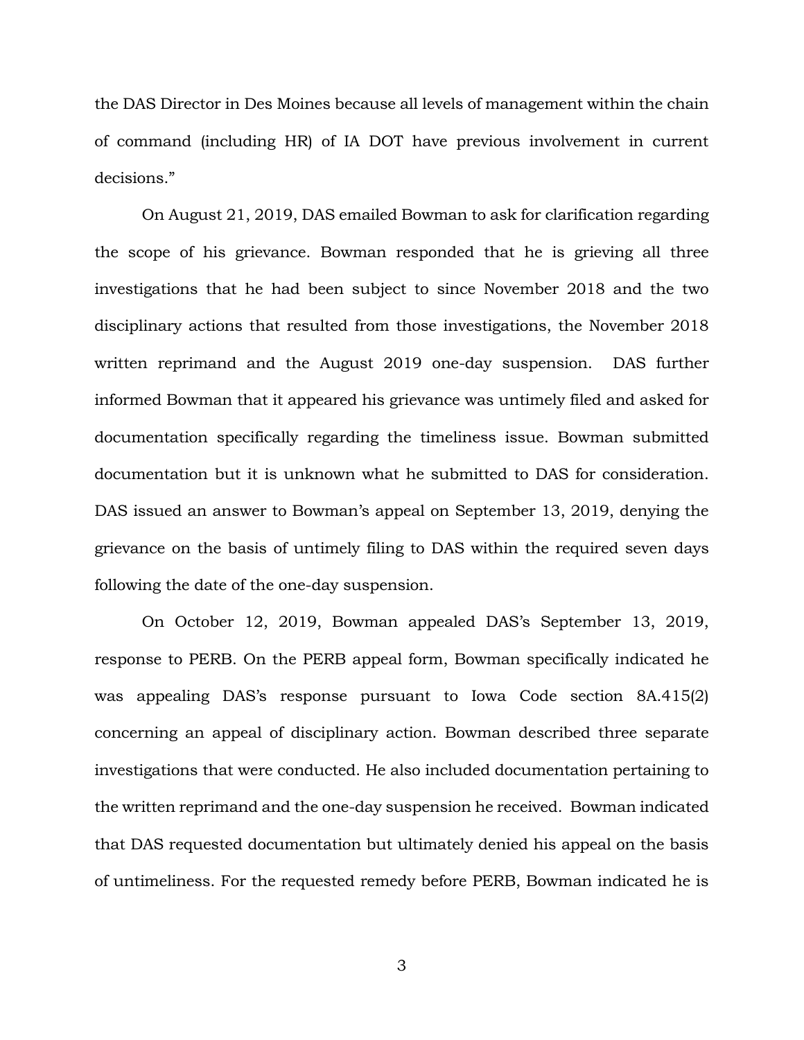the DAS Director in Des Moines because all levels of management within the chain of command (including HR) of IA DOT have previous involvement in current decisions."

On August 21, 2019, DAS emailed Bowman to ask for clarification regarding the scope of his grievance. Bowman responded that he is grieving all three investigations that he had been subject to since November 2018 and the two disciplinary actions that resulted from those investigations, the November 2018 written reprimand and the August 2019 one-day suspension. DAS further informed Bowman that it appeared his grievance was untimely filed and asked for documentation specifically regarding the timeliness issue. Bowman submitted documentation but it is unknown what he submitted to DAS for consideration. DAS issued an answer to Bowman's appeal on September 13, 2019, denying the grievance on the basis of untimely filing to DAS within the required seven days following the date of the one-day suspension.

On October 12, 2019, Bowman appealed DAS's September 13, 2019, response to PERB. On the PERB appeal form, Bowman specifically indicated he was appealing DAS's response pursuant to Iowa Code section 8A.415(2) concerning an appeal of disciplinary action. Bowman described three separate investigations that were conducted. He also included documentation pertaining to the written reprimand and the one-day suspension he received. Bowman indicated that DAS requested documentation but ultimately denied his appeal on the basis of untimeliness. For the requested remedy before PERB, Bowman indicated he is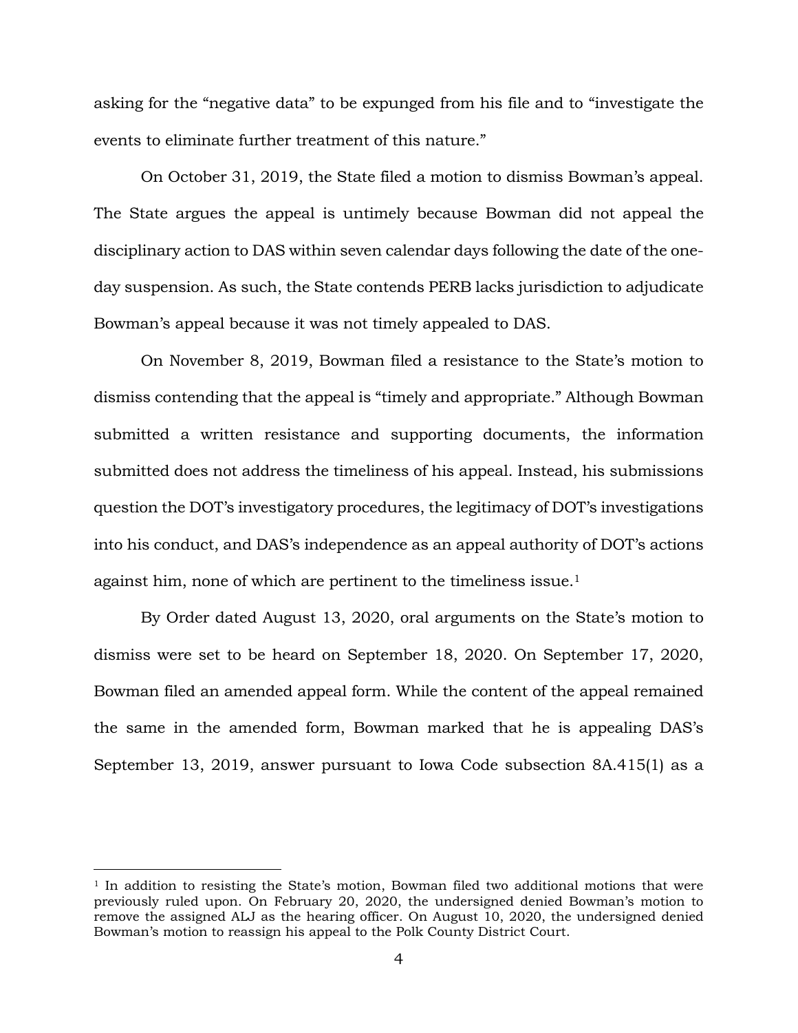asking for the "negative data" to be expunged from his file and to "investigate the events to eliminate further treatment of this nature."

On October 31, 2019, the State filed a motion to dismiss Bowman's appeal. The State argues the appeal is untimely because Bowman did not appeal the disciplinary action to DAS within seven calendar days following the date of the one-day suspension. As such, the State contends PERB lacks jurisdiction to adjudicate Bowman's appeal because it was not timely appealed to DAS.

On November 8, 2019, Bowman filed a resistance to the State's motion to dismiss contending that the appeal is "timely and appropriate." Although Bowman submitted a written resistance and supporting documents, the information submitted does not address the timeliness of his appeal. Instead, his submissions question the DOT's investigatory procedures, the legitimacy of DOT's investigations into his conduct, and DAS's independence as an appeal authority of DOT's actions against him, none of which are pertinent to the timeliness issue.[1]

By Order dated August 13, 2020, oral arguments on the State's motion to dismiss were set to be heard on September 18, 2020. On September 17, 2020, Bowman filed an amended appeal form. While the content of the appeal remained the same in the amended form, Bowman marked that he is appealing DAS's September 13, 2019, answer pursuant to Iowa Code subsection 8A.415(1) as a

---

[1] In addition to resisting the State's motion, Bowman filed two additional motions that were previously ruled upon. On February 20, 2020, the undersigned denied Bowman's motion to remove the assigned ALJ as the hearing officer. On August 10, 2020, the undersigned denied Bowman's motion to reassign his appeal to the Polk County District Court.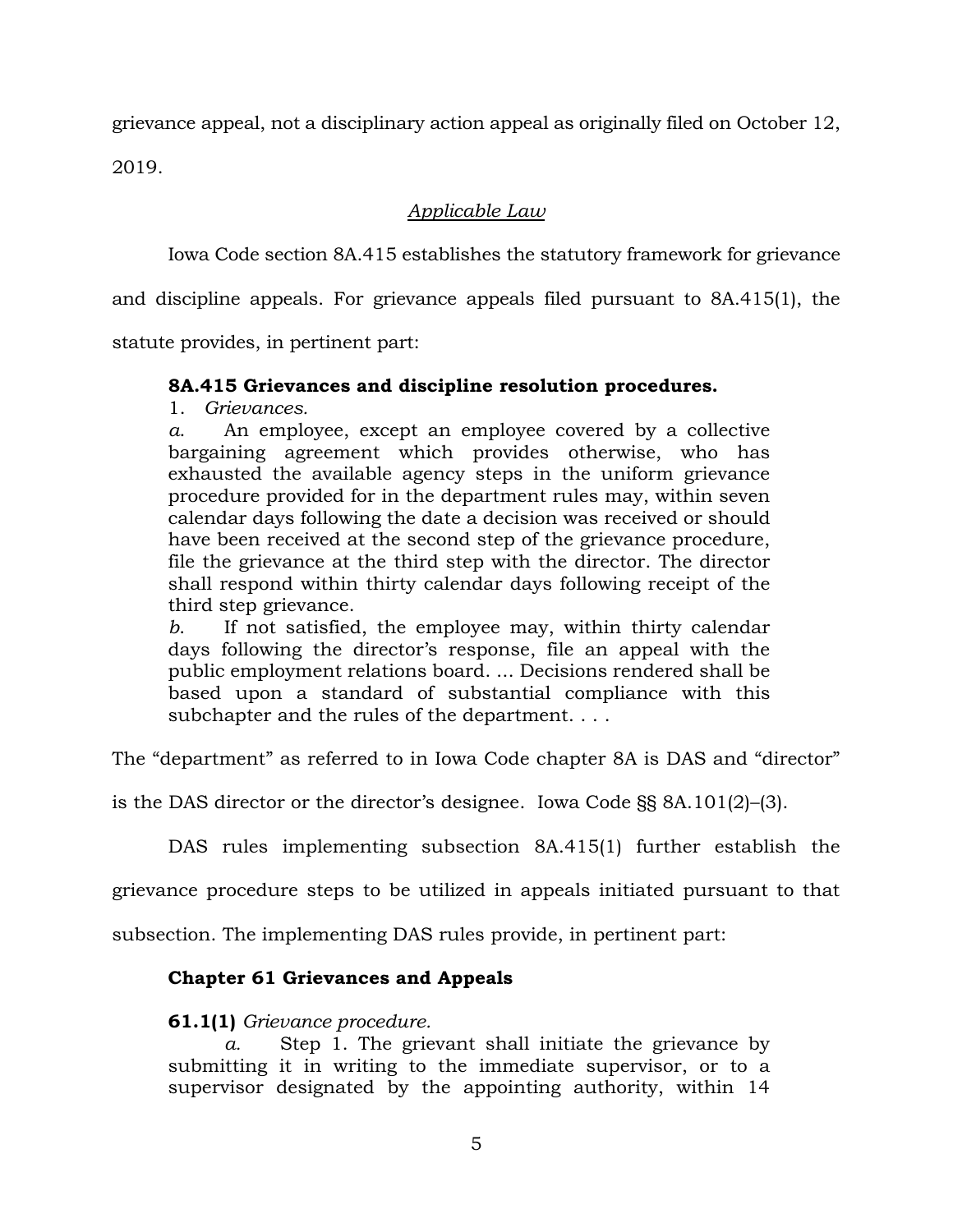grievance appeal, not a disciplinary action appeal as originally filed on October 12, 2019.

*Applicable Law*

Iowa Code section 8A.415 establishes the statutory framework for grievance and discipline appeals. For grievance appeals filed pursuant to 8A.415(1), the statute provides, in pertinent part:

> **8A.415 Grievances and discipline resolution procedures.**
>
> 1. *Grievances.*
>
> *a.* An employee, except an employee covered by a collective bargaining agreement which provides otherwise, who has exhausted the available agency steps in the uniform grievance procedure provided for in the department rules may, within seven calendar days following the date a decision was received or should have been received at the second step of the grievance procedure, file the grievance at the third step with the director. The director shall respond within thirty calendar days following receipt of the third step grievance.
>
> *b.* If not satisfied, the employee may, within thirty calendar days following the director's response, file an appeal with the public employment relations board. ... Decisions rendered shall be based upon a standard of substantial compliance with this subchapter and the rules of the department. . . .

The "department" as referred to in Iowa Code chapter 8A is DAS and "director" is the DAS director or the director's designee. Iowa Code §§ 8A.101(2)–(3).

DAS rules implementing subsection 8A.415(1) further establish the grievance procedure steps to be utilized in appeals initiated pursuant to that subsection. The implementing DAS rules provide, in pertinent part:

> **Chapter 61 Grievances and Appeals**
>
> **61.1(1)** *Grievance procedure.*
>
> *a.* Step 1. The grievant shall initiate the grievance by submitting it in writing to the immediate supervisor, or to a supervisor designated by the appointing authority, within 14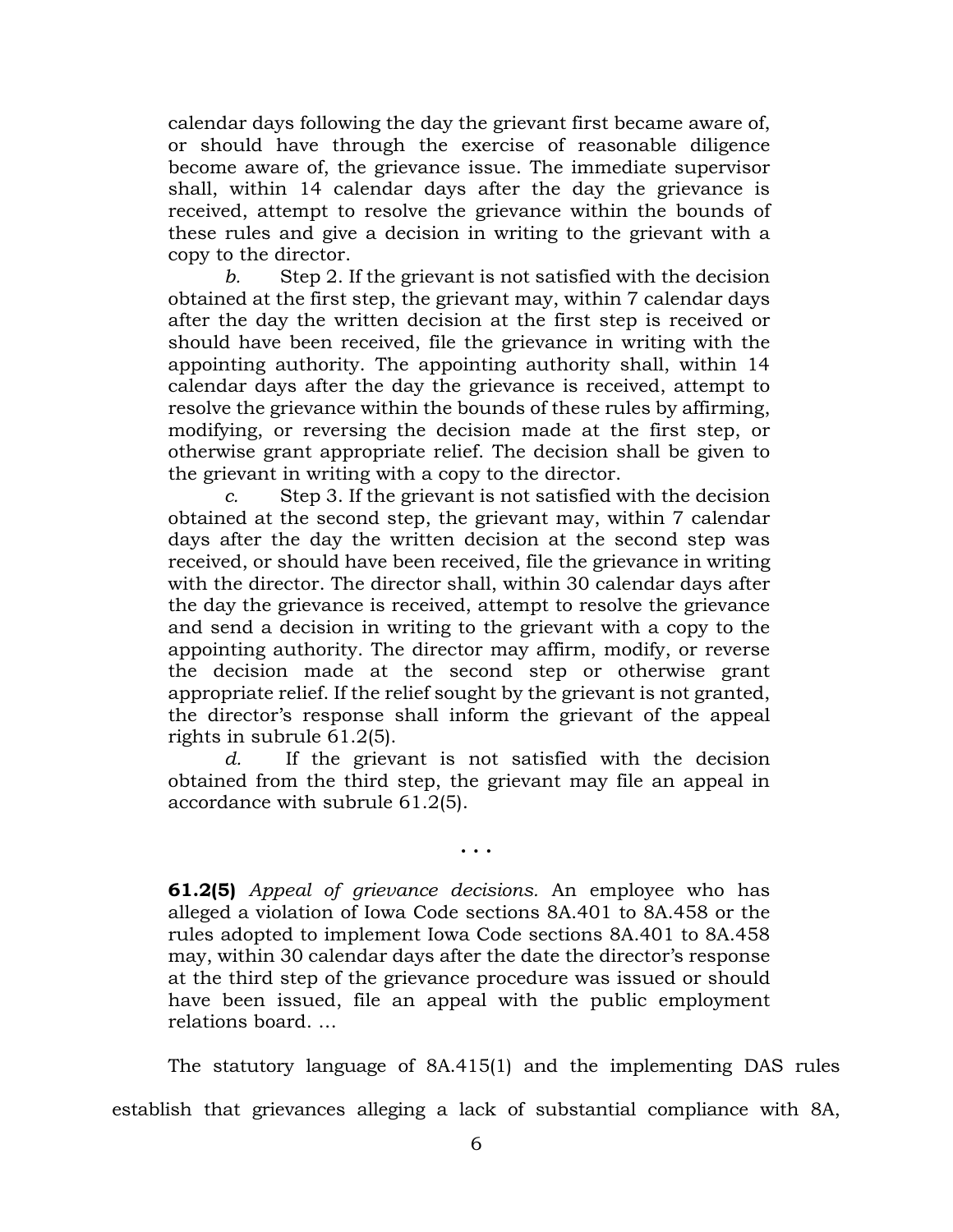calendar days following the day the grievant first became aware of, or should have through the exercise of reasonable diligence become aware of, the grievance issue. The immediate supervisor shall, within 14 calendar days after the day the grievance is received, attempt to resolve the grievance within the bounds of these rules and give a decision in writing to the grievant with a copy to the director.

*b.* Step 2. If the grievant is not satisfied with the decision obtained at the first step, the grievant may, within 7 calendar days after the day the written decision at the first step is received or should have been received, file the grievance in writing with the appointing authority. The appointing authority shall, within 14 calendar days after the day the grievance is received, attempt to resolve the grievance within the bounds of these rules by affirming, modifying, or reversing the decision made at the first step, or otherwise grant appropriate relief. The decision shall be given to the grievant in writing with a copy to the director.

*c.* Step 3. If the grievant is not satisfied with the decision obtained at the second step, the grievant may, within 7 calendar days after the day the written decision at the second step was received, or should have been received, file the grievance in writing with the director. The director shall, within 30 calendar days after the day the grievance is received, attempt to resolve the grievance and send a decision in writing to the grievant with a copy to the appointing authority. The director may affirm, modify, or reverse the decision made at the second step or otherwise grant appropriate relief. If the relief sought by the grievant is not granted, the director's response shall inform the grievant of the appeal rights in subrule 61.2(5).

*d.* If the grievant is not satisfied with the decision obtained from the third step, the grievant may file an appeal in accordance with subrule 61.2(5).

. . .

**61.2(5)** *Appeal of grievance decisions.* An employee who has alleged a violation of Iowa Code sections 8A.401 to 8A.458 or the rules adopted to implement Iowa Code sections 8A.401 to 8A.458 may, within 30 calendar days after the date the director's response at the third step of the grievance procedure was issued or should have been issued, file an appeal with the public employment relations board. …

The statutory language of 8A.415(1) and the implementing DAS rules establish that grievances alleging a lack of substantial compliance with 8A,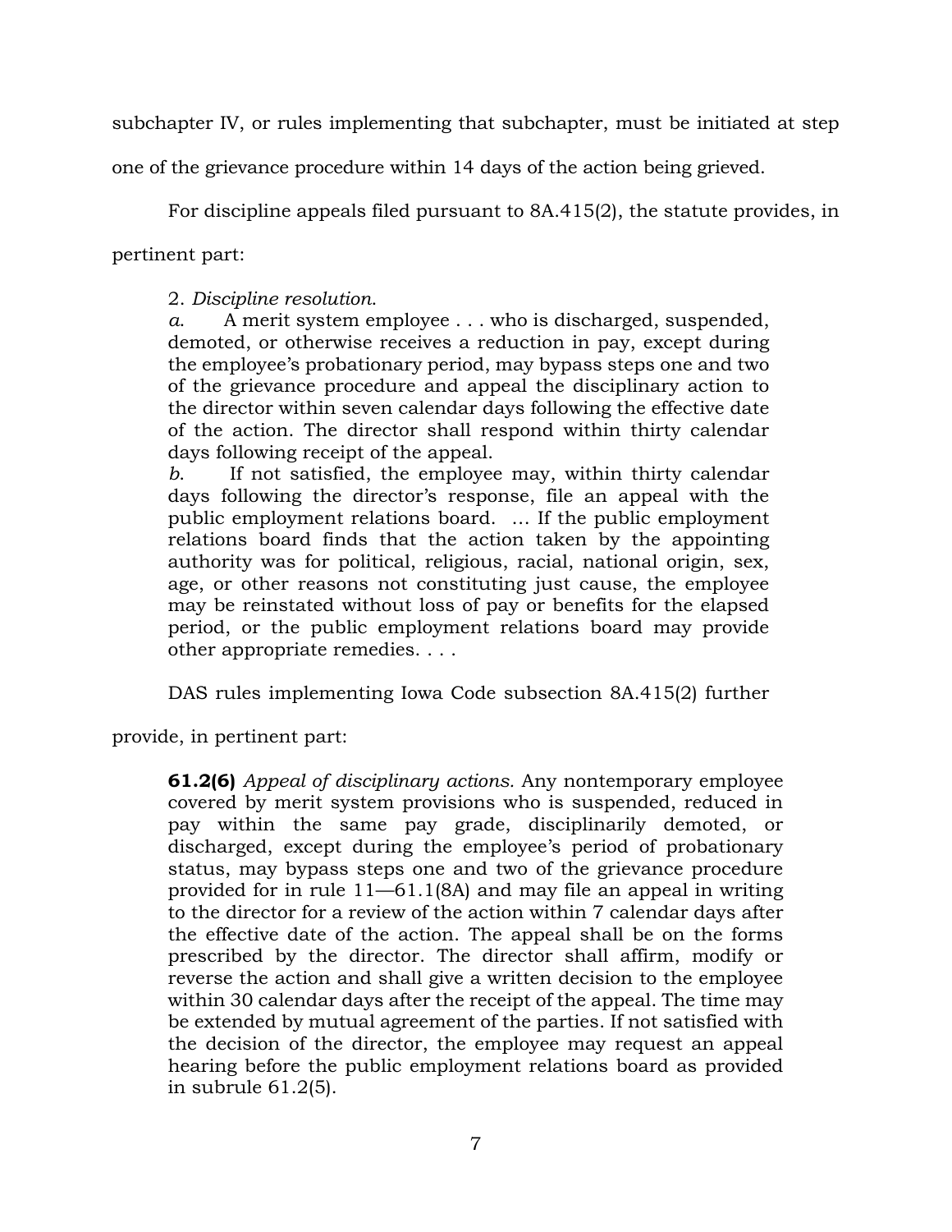subchapter IV, or rules implementing that subchapter, must be initiated at step one of the grievance procedure within 14 days of the action being grieved.

For discipline appeals filed pursuant to 8A.415(2), the statute provides, in pertinent part:

> 2. *Discipline resolution*.
> *a*. A merit system employee . . . who is discharged, suspended, demoted, or otherwise receives a reduction in pay, except during the employee's probationary period, may bypass steps one and two of the grievance procedure and appeal the disciplinary action to the director within seven calendar days following the effective date of the action. The director shall respond within thirty calendar days following receipt of the appeal.
> *b*. If not satisfied, the employee may, within thirty calendar days following the director's response, file an appeal with the public employment relations board. … If the public employment relations board finds that the action taken by the appointing authority was for political, religious, racial, national origin, sex, age, or other reasons not constituting just cause, the employee may be reinstated without loss of pay or benefits for the elapsed period, or the public employment relations board may provide other appropriate remedies. . . .

DAS rules implementing Iowa Code subsection 8A.415(2) further provide, in pertinent part:

> **61.2(6)** *Appeal of disciplinary actions.* Any nontemporary employee covered by merit system provisions who is suspended, reduced in pay within the same pay grade, disciplinarily demoted, or discharged, except during the employee's period of probationary status, may bypass steps one and two of the grievance procedure provided for in rule 11—61.1(8A) and may file an appeal in writing to the director for a review of the action within 7 calendar days after the effective date of the action. The appeal shall be on the forms prescribed by the director. The director shall affirm, modify or reverse the action and shall give a written decision to the employee within 30 calendar days after the receipt of the appeal. The time may be extended by mutual agreement of the parties. If not satisfied with the decision of the director, the employee may request an appeal hearing before the public employment relations board as provided in subrule 61.2(5).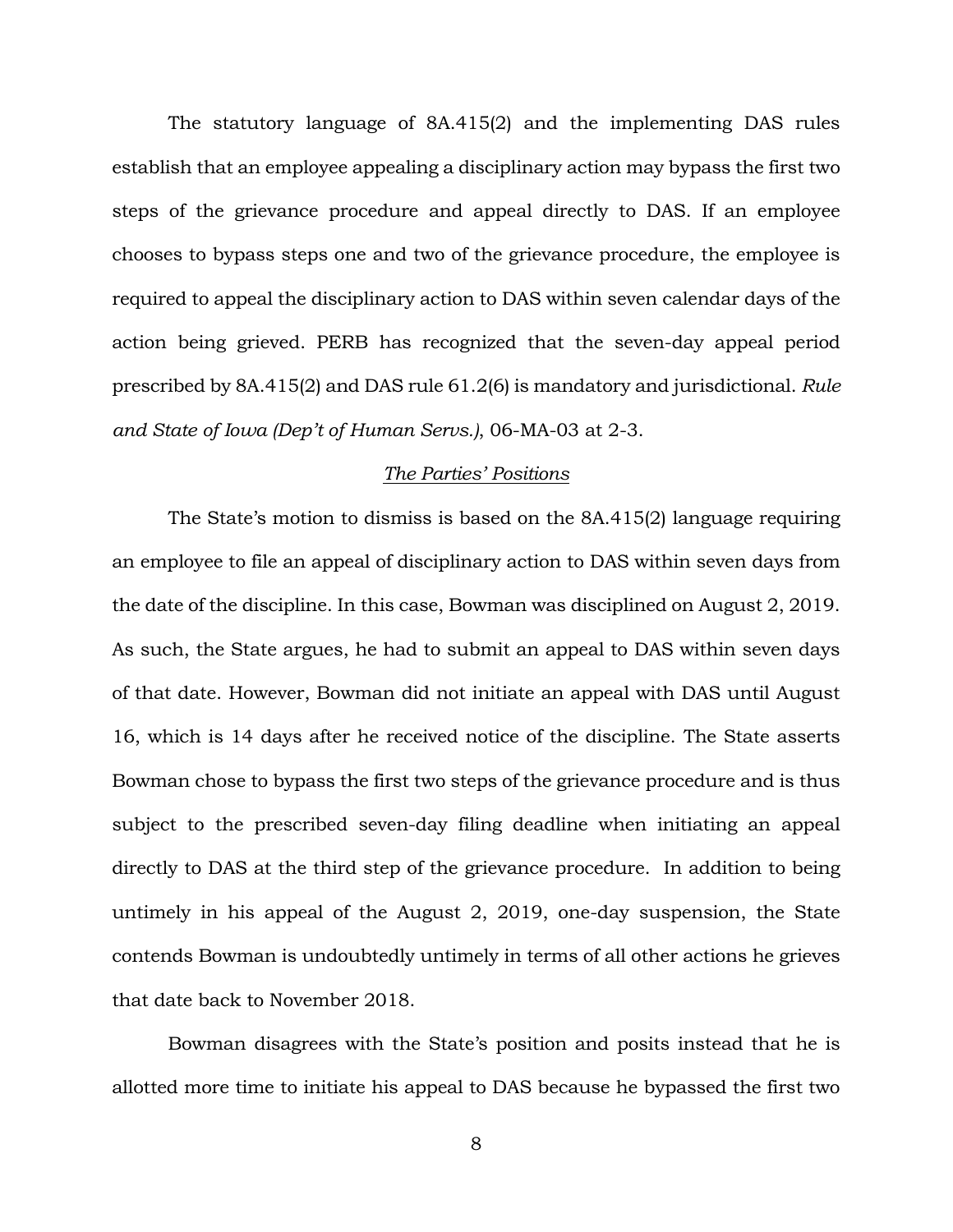The statutory language of 8A.415(2) and the implementing DAS rules establish that an employee appealing a disciplinary action may bypass the first two steps of the grievance procedure and appeal directly to DAS. If an employee chooses to bypass steps one and two of the grievance procedure, the employee is required to appeal the disciplinary action to DAS within seven calendar days of the action being grieved. PERB has recognized that the seven-day appeal period prescribed by 8A.415(2) and DAS rule 61.2(6) is mandatory and jurisdictional. *Rule and State of Iowa (Dep't of Human Servs.)*, 06-MA-03 at 2-3.

*The Parties' Positions*

The State's motion to dismiss is based on the 8A.415(2) language requiring an employee to file an appeal of disciplinary action to DAS within seven days from the date of the discipline. In this case, Bowman was disciplined on August 2, 2019. As such, the State argues, he had to submit an appeal to DAS within seven days of that date. However, Bowman did not initiate an appeal with DAS until August 16, which is 14 days after he received notice of the discipline. The State asserts Bowman chose to bypass the first two steps of the grievance procedure and is thus subject to the prescribed seven-day filing deadline when initiating an appeal directly to DAS at the third step of the grievance procedure. In addition to being untimely in his appeal of the August 2, 2019, one-day suspension, the State contends Bowman is undoubtedly untimely in terms of all other actions he grieves that date back to November 2018.

Bowman disagrees with the State's position and posits instead that he is allotted more time to initiate his appeal to DAS because he bypassed the first two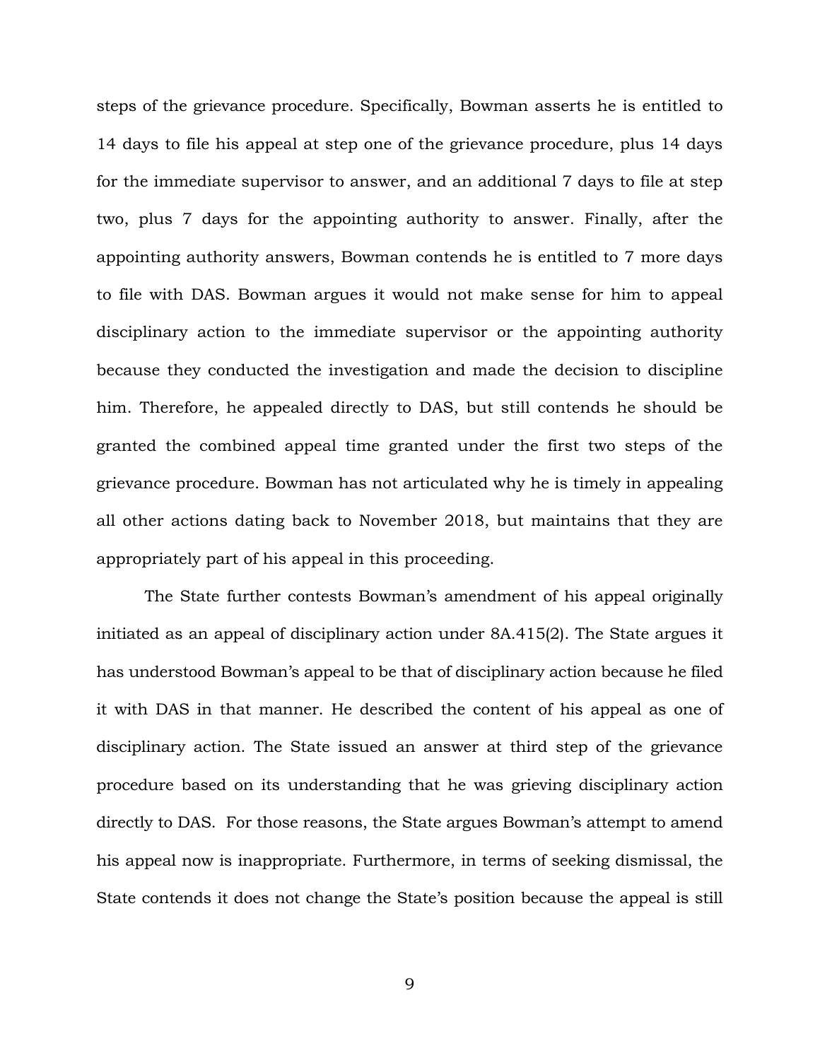steps of the grievance procedure. Specifically, Bowman asserts he is entitled to 14 days to file his appeal at step one of the grievance procedure, plus 14 days for the immediate supervisor to answer, and an additional 7 days to file at step two, plus 7 days for the appointing authority to answer. Finally, after the appointing authority answers, Bowman contends he is entitled to 7 more days to file with DAS. Bowman argues it would not make sense for him to appeal disciplinary action to the immediate supervisor or the appointing authority because they conducted the investigation and made the decision to discipline him. Therefore, he appealed directly to DAS, but still contends he should be granted the combined appeal time granted under the first two steps of the grievance procedure. Bowman has not articulated why he is timely in appealing all other actions dating back to November 2018, but maintains that they are appropriately part of his appeal in this proceeding.

The State further contests Bowman's amendment of his appeal originally initiated as an appeal of disciplinary action under 8A.415(2). The State argues it has understood Bowman's appeal to be that of disciplinary action because he filed it with DAS in that manner. He described the content of his appeal as one of disciplinary action. The State issued an answer at third step of the grievance procedure based on its understanding that he was grieving disciplinary action directly to DAS. For those reasons, the State argues Bowman's attempt to amend his appeal now is inappropriate. Furthermore, in terms of seeking dismissal, the State contends it does not change the State's position because the appeal is still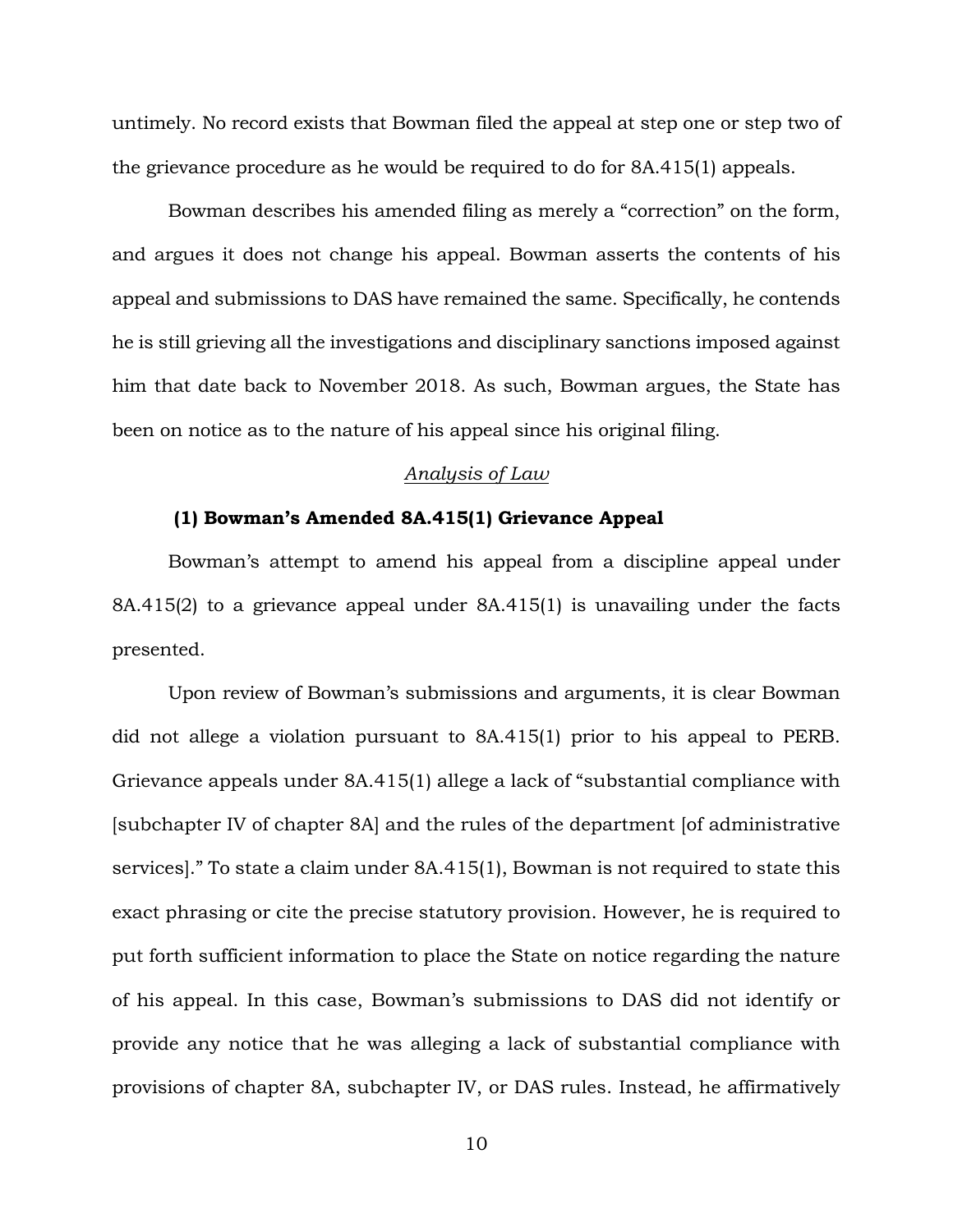untimely. No record exists that Bowman filed the appeal at step one or step two of the grievance procedure as he would be required to do for 8A.415(1) appeals.

Bowman describes his amended filing as merely a "correction" on the form, and argues it does not change his appeal. Bowman asserts the contents of his appeal and submissions to DAS have remained the same. Specifically, he contends he is still grieving all the investigations and disciplinary sanctions imposed against him that date back to November 2018. As such, Bowman argues, the State has been on notice as to the nature of his appeal since his original filing.

*Analysis of Law*

**(1) Bowman's Amended 8A.415(1) Grievance Appeal**

Bowman's attempt to amend his appeal from a discipline appeal under 8A.415(2) to a grievance appeal under 8A.415(1) is unavailing under the facts presented.

Upon review of Bowman's submissions and arguments, it is clear Bowman did not allege a violation pursuant to 8A.415(1) prior to his appeal to PERB. Grievance appeals under 8A.415(1) allege a lack of "substantial compliance with [subchapter IV of chapter 8A] and the rules of the department [of administrative services]." To state a claim under 8A.415(1), Bowman is not required to state this exact phrasing or cite the precise statutory provision. However, he is required to put forth sufficient information to place the State on notice regarding the nature of his appeal. In this case, Bowman's submissions to DAS did not identify or provide any notice that he was alleging a lack of substantial compliance with provisions of chapter 8A, subchapter IV, or DAS rules. Instead, he affirmatively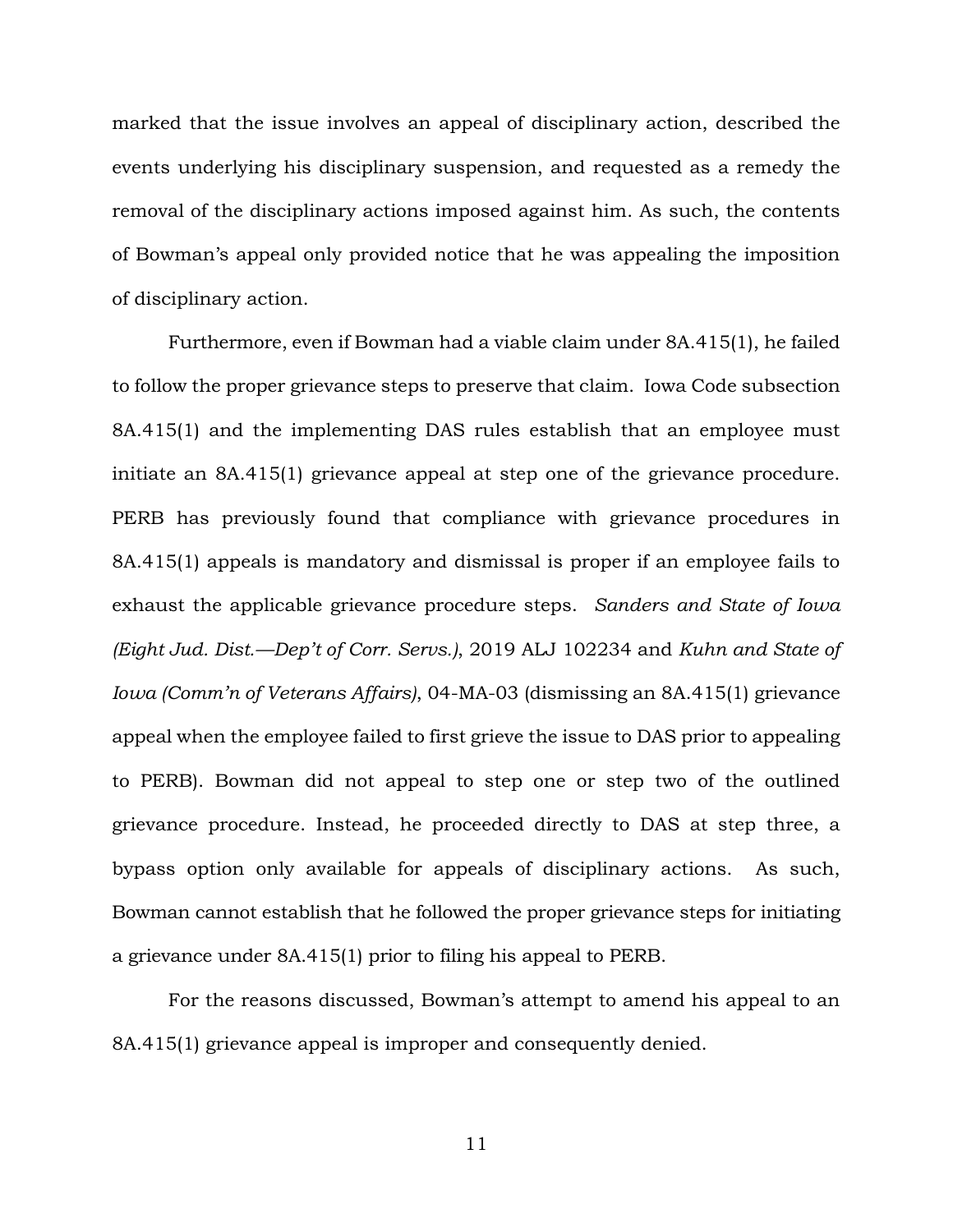marked that the issue involves an appeal of disciplinary action, described the events underlying his disciplinary suspension, and requested as a remedy the removal of the disciplinary actions imposed against him. As such, the contents of Bowman's appeal only provided notice that he was appealing the imposition of disciplinary action.

Furthermore, even if Bowman had a viable claim under 8A.415(1), he failed to follow the proper grievance steps to preserve that claim. Iowa Code subsection 8A.415(1) and the implementing DAS rules establish that an employee must initiate an 8A.415(1) grievance appeal at step one of the grievance procedure. PERB has previously found that compliance with grievance procedures in 8A.415(1) appeals is mandatory and dismissal is proper if an employee fails to exhaust the applicable grievance procedure steps. *Sanders and State of Iowa (Eight Jud. Dist.—Dep't of Corr. Servs.)*, 2019 ALJ 102234 and *Kuhn and State of Iowa (Comm'n of Veterans Affairs)*, 04-MA-03 (dismissing an 8A.415(1) grievance appeal when the employee failed to first grieve the issue to DAS prior to appealing to PERB). Bowman did not appeal to step one or step two of the outlined grievance procedure. Instead, he proceeded directly to DAS at step three, a bypass option only available for appeals of disciplinary actions. As such, Bowman cannot establish that he followed the proper grievance steps for initiating a grievance under 8A.415(1) prior to filing his appeal to PERB.

For the reasons discussed, Bowman's attempt to amend his appeal to an 8A.415(1) grievance appeal is improper and consequently denied.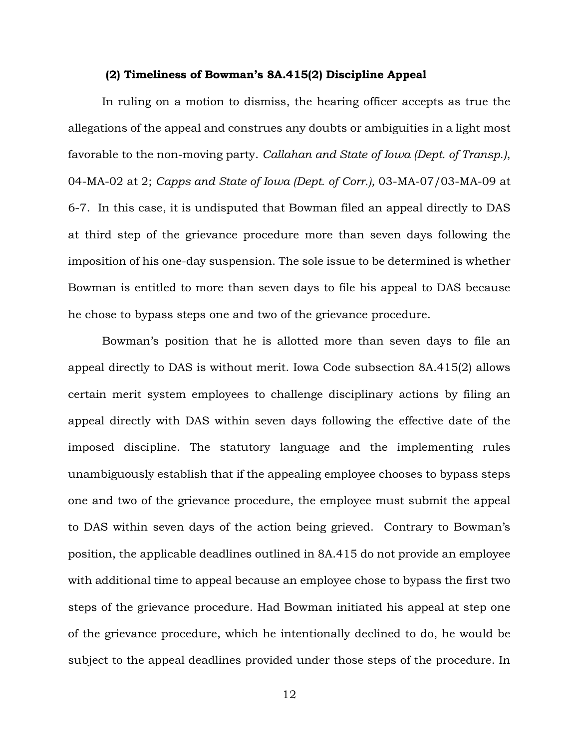### (2) Timeliness of Bowman's 8A.415(2) Discipline Appeal

In ruling on a motion to dismiss, the hearing officer accepts as true the allegations of the appeal and construes any doubts or ambiguities in a light most favorable to the non-moving party. *Callahan and State of Iowa (Dept. of Transp.)*, 04-MA-02 at 2; *Capps and State of Iowa (Dept. of Corr.),* 03-MA-07/03-MA-09 at 6-7. In this case, it is undisputed that Bowman filed an appeal directly to DAS at third step of the grievance procedure more than seven days following the imposition of his one-day suspension. The sole issue to be determined is whether Bowman is entitled to more than seven days to file his appeal to DAS because he chose to bypass steps one and two of the grievance procedure.

Bowman's position that he is allotted more than seven days to file an appeal directly to DAS is without merit. Iowa Code subsection 8A.415(2) allows certain merit system employees to challenge disciplinary actions by filing an appeal directly with DAS within seven days following the effective date of the imposed discipline. The statutory language and the implementing rules unambiguously establish that if the appealing employee chooses to bypass steps one and two of the grievance procedure, the employee must submit the appeal to DAS within seven days of the action being grieved. Contrary to Bowman's position, the applicable deadlines outlined in 8A.415 do not provide an employee with additional time to appeal because an employee chose to bypass the first two steps of the grievance procedure. Had Bowman initiated his appeal at step one of the grievance procedure, which he intentionally declined to do, he would be subject to the appeal deadlines provided under those steps of the procedure. In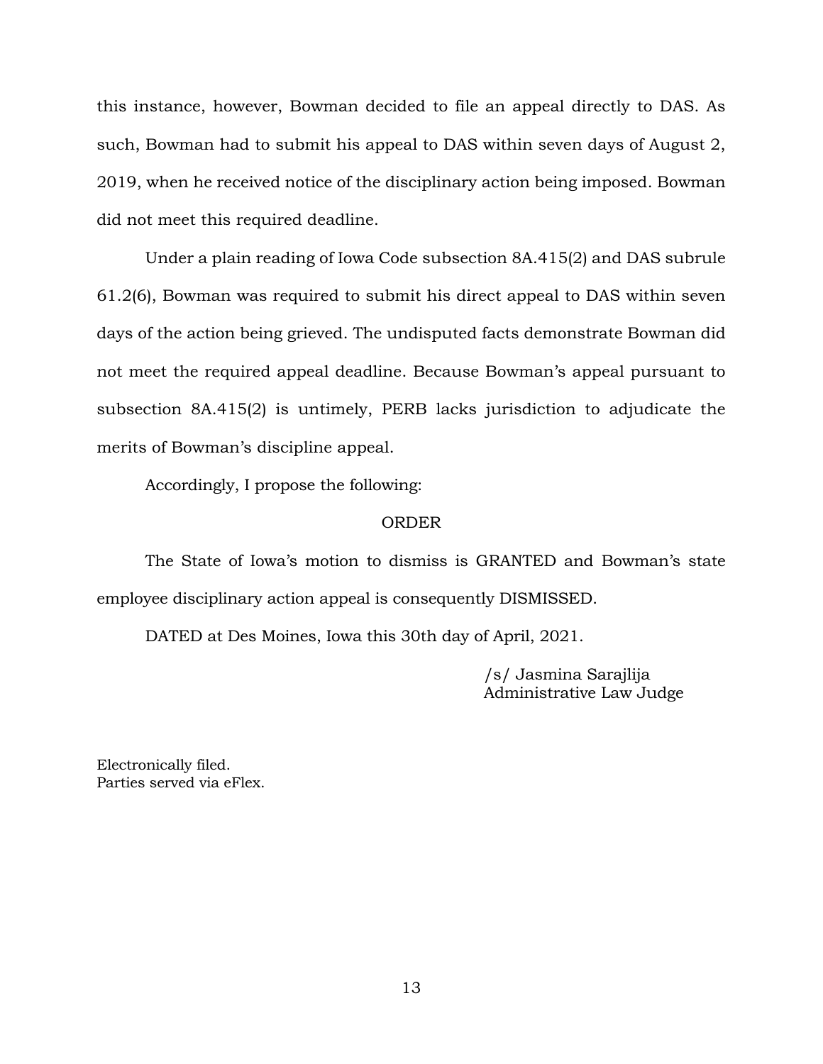this instance, however, Bowman decided to file an appeal directly to DAS. As such, Bowman had to submit his appeal to DAS within seven days of August 2, 2019, when he received notice of the disciplinary action being imposed. Bowman did not meet this required deadline.

Under a plain reading of Iowa Code subsection 8A.415(2) and DAS subrule 61.2(6), Bowman was required to submit his direct appeal to DAS within seven days of the action being grieved. The undisputed facts demonstrate Bowman did not meet the required appeal deadline. Because Bowman's appeal pursuant to subsection 8A.415(2) is untimely, PERB lacks jurisdiction to adjudicate the merits of Bowman's discipline appeal.

Accordingly, I propose the following:

ORDER

The State of Iowa's motion to dismiss is GRANTED and Bowman's state employee disciplinary action appeal is consequently DISMISSED.

DATED at Des Moines, Iowa this 30th day of April, 2021.

/s/ Jasmina Sarajlija
Administrative Law Judge

Electronically filed.
Parties served via eFlex.